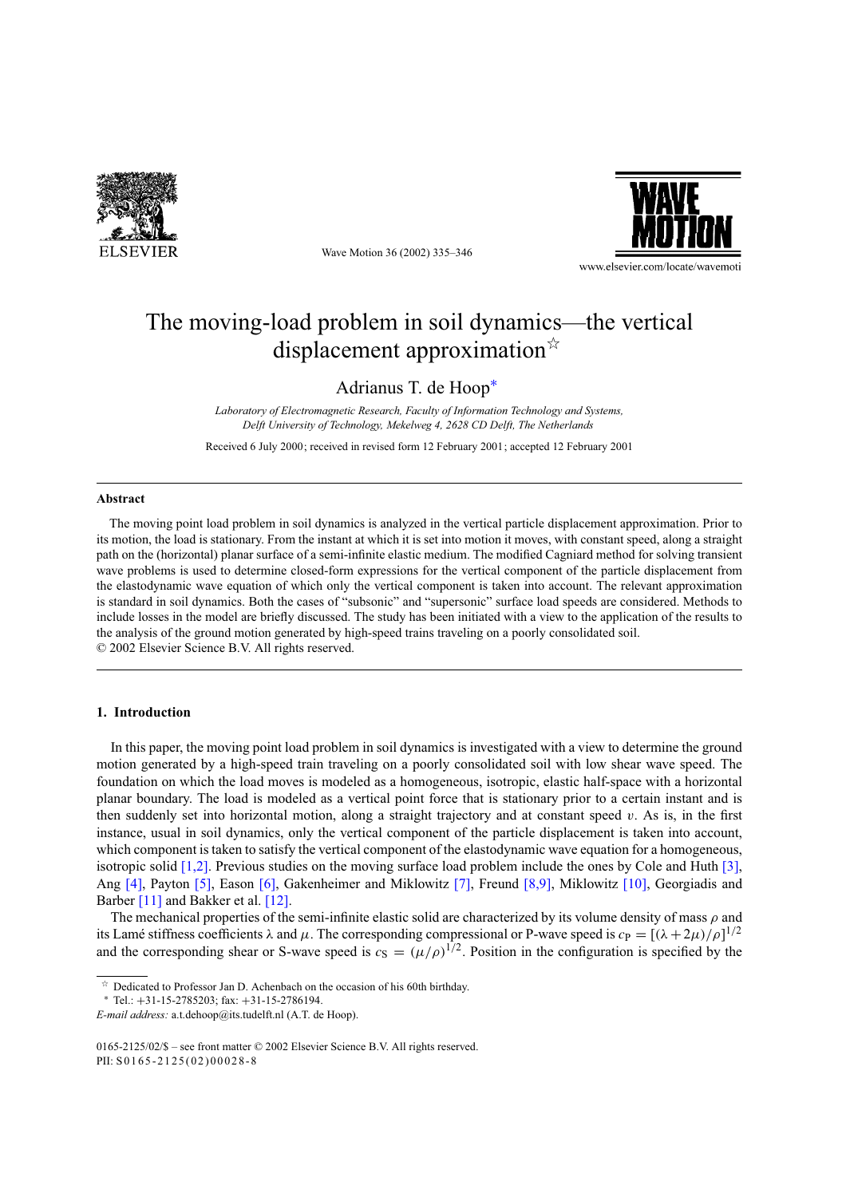# The moving-load problem in soil dynamics—the vertical displacement approximation☆

Adrianus T. de Hoop*

*Laboratory of Electromagnetic Research, Faculty of Information Technology and Systems, Delft University of Technology, Mekelweg 4, 2628 CD Delft, The Netherlands*

Received 6 July 2000; received in revised form 12 February 2001; accepted 12 February 2001

## Abstract

The moving point load problem in soil dynamics is analyzed in the vertical particle displacement approximation. Prior to its motion, the load is stationary. From the instant at which it is set into motion it moves, with constant speed, along a straight path on the (horizontal) planar surface of a semi-infinite elastic medium. The modified Cagniard method for solving transient wave problems is used to determine closed-form expressions for the vertical component of the particle displacement from the elastodynamic wave equation of which only the vertical component is taken into account. The relevant approximation is standard in soil dynamics. Both the cases of "subsonic" and "supersonic" surface load speeds are considered. Methods to include losses in the model are briefly discussed. The study has been initiated with a view to the application of the results to the analysis of the ground motion generated by high-speed trains traveling on a poorly consolidated soil.
© 2002 Elsevier Science B.V. All rights reserved.

## 1. Introduction

In this paper, the moving point load problem in soil dynamics is investigated with a view to determine the ground motion generated by a high-speed train traveling on a poorly consolidated soil with low shear wave speed. The foundation on which the load moves is modeled as a homogeneous, isotropic, elastic half-space with a horizontal planar boundary. The load is modeled as a vertical point force that is stationary prior to a certain instant and is then suddenly set into horizontal motion, along a straight trajectory and at constant speed $v$. As is, in the first instance, usual in soil dynamics, only the vertical component of the particle displacement is taken into account, which component is taken to satisfy the vertical component of the elastodynamic wave equation for a homogeneous, isotropic solid [1,2]. Previous studies on the moving surface load problem include the ones by Cole and Huth [3], Ang [4], Payton [5], Eason [6], Gakenheimer and Miklowitz [7], Freund [8,9], Miklowitz [10], Georgiadis and Barber [11] and Bakker et al. [12].

The mechanical properties of the semi-infinite elastic solid are characterized by its volume density of mass $\rho$ and its Lamé stiffness coefficients $\lambda$ and $\mu$. The corresponding compressional or P-wave speed is $c_P = [(\lambda + 2\mu)/\rho]^{1/2}$ and the corresponding shear or S-wave speed is $c_S = (\mu/\rho)^{1/2}$. Position in the configuration is specified by the

☆ Dedicated to Professor Jan D. Achenbach on the occasion of his 60th birthday.

* Tel.: +31-15-2785203; fax: +31-15-2786194.

*E-mail address:* a.t.dehoop@its.tudelft.nl (A.T. de Hoop).

0165-2125/02/$ – see front matter © 2002 Elsevier Science B.V. All rights reserved.
PII: S0165-2125(02)00028-8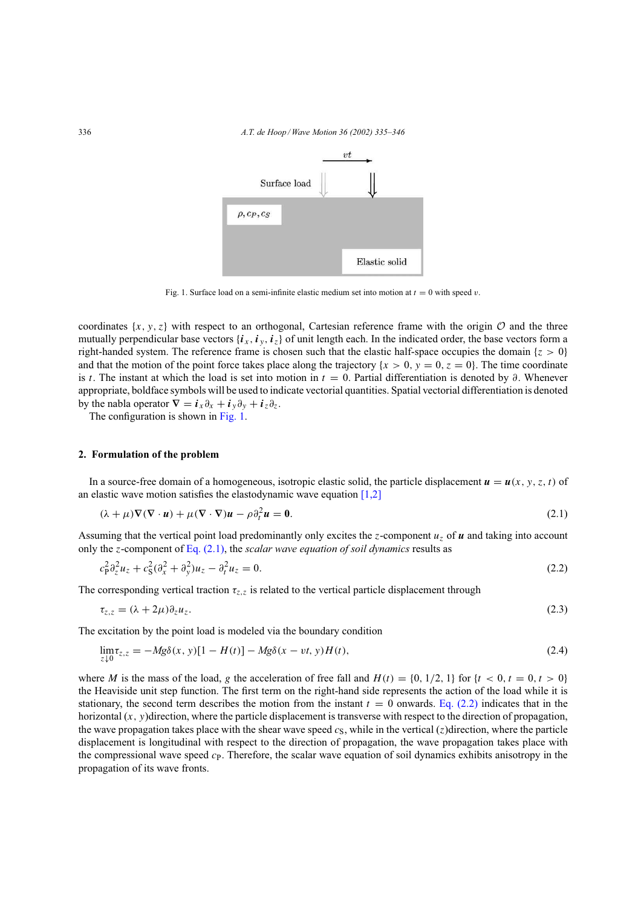Fig. 1. Surface load on a semi-infinite elastic medium set into motion at $t = 0$ with speed $v$.

coordinates $\{x, y, z\}$ with respect to an orthogonal, Cartesian reference frame with the origin $\mathcal{O}$ and the three mutually perpendicular base vectors $\{\boldsymbol{i}_x, \boldsymbol{i}_y, \boldsymbol{i}_z\}$ of unit length each. In the indicated order, the base vectors form a right-handed system. The reference frame is chosen such that the elastic half-space occupies the domain $\{z > 0\}$ and that the motion of the point force takes place along the trajectory $\{x > 0, y = 0, z = 0\}$. The time coordinate is $t$. The instant at which the load is set into motion in $t = 0$. Partial differentiation is denoted by $\partial$. Whenever appropriate, boldface symbols will be used to indicate vectorial quantities. Spatial vectorial differentiation is denoted by the nabla operator $\boldsymbol{\nabla} = \boldsymbol{i}_x\partial_x + \boldsymbol{i}_y\partial_y + \boldsymbol{i}_z\partial_z$.

The configuration is shown in Fig. 1.

## 2. Formulation of the problem

In a source-free domain of a homogeneous, isotropic elastic solid, the particle displacement $\boldsymbol{u} = \boldsymbol{u}(x, y, z, t)$ of an elastic wave motion satisfies the elastodynamic wave equation [1,2]

$$(\lambda + \mu)\boldsymbol{\nabla}(\boldsymbol{\nabla} \cdot \boldsymbol{u}) + \mu(\boldsymbol{\nabla} \cdot \boldsymbol{\nabla})\boldsymbol{u} - \rho\partial_t^2\boldsymbol{u} = \boldsymbol{0}. \tag{2.1}$$

Assuming that the vertical point load predominantly only excites the $z$-component $u_z$ of $\boldsymbol{u}$ and taking into account only the $z$-component of Eq. (2.1), the *scalar wave equation of soil dynamics* results as

$$c_{\mathrm{P}}^2\partial_z^2 u_z + c_{\mathrm{S}}^2(\partial_x^2 + \partial_y^2)u_z - \partial_t^2 u_z = 0. \tag{2.2}$$

The corresponding vertical traction $\tau_{z,z}$ is related to the vertical particle displacement through

$$\tau_{z,z} = (\lambda + 2\mu)\partial_z u_z. \tag{2.3}$$

The excitation by the point load is modeled via the boundary condition

$$\lim_{z \downarrow 0} \tau_{z,z} = -Mg\delta(x, y)[1 - H(t)] - Mg\delta(x - vt, y)H(t), \tag{2.4}$$

where $M$ is the mass of the load, $g$ the acceleration of free fall and $H(t) = \{0, 1/2, 1\}$ for $\{t < 0, t = 0, t > 0\}$ the Heaviside unit step function. The first term on the right-hand side represents the action of the load while it is stationary, the second term describes the motion from the instant $t = 0$ onwards. Eq. (2.2) indicates that in the horizontal $(x, y)$direction, where the particle displacement is transverse with respect to the direction of propagation, the wave propagation takes place with the shear wave speed $c_{\mathrm{S}}$, while in the vertical $(z)$direction, where the particle displacement is longitudinal with respect to the direction of propagation, the wave propagation takes place with the compressional wave speed $c_{\mathrm{P}}$. Therefore, the scalar wave equation of soil dynamics exhibits anisotropy in the propagation of its wave fronts.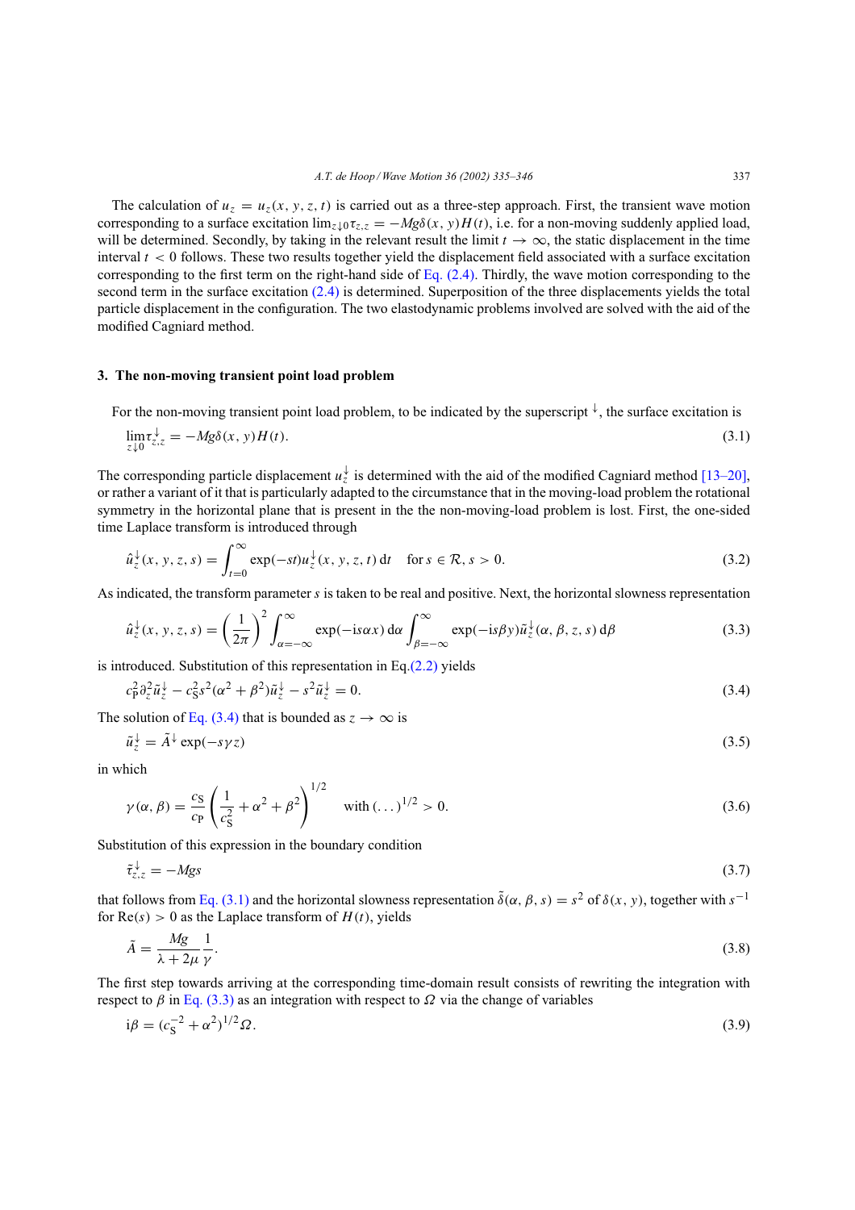The calculation of $u_z = u_z(x, y, z, t)$ is carried out as a three-step approach. First, the transient wave motion corresponding to a surface excitation $\lim_{z\downarrow 0}\tau_{z,z} = -Mg\delta(x, y)H(t)$, i.e. for a non-moving suddenly applied load, will be determined. Secondly, by taking in the relevant result the limit $t \to \infty$, the static displacement in the time interval $t < 0$ follows. These two results together yield the displacement field associated with a surface excitation corresponding to the first term on the right-hand side of Eq. (2.4). Thirdly, the wave motion corresponding to the second term in the surface excitation (2.4) is determined. Superposition of the three displacements yields the total particle displacement in the configuration. The two elastodynamic problems involved are solved with the aid of the modified Cagniard method.

## 3. The non-moving transient point load problem

For the non-moving transient point load problem, to be indicated by the superscript $\downarrow$, the surface excitation is

$$\lim_{z\downarrow 0}\tau^{\downarrow}_{z,z} = -Mg\delta(x, y)H(t). \tag{3.1}$$

The corresponding particle displacement $u^{\downarrow}_z$ is determined with the aid of the modified Cagniard method [13–20], or rather a variant of it that is particularly adapted to the circumstance that in the moving-load problem the rotational symmetry in the horizontal plane that is present in the the non-moving-load problem is lost. First, the one-sided time Laplace transform is introduced through

$$\hat{u}^{\downarrow}_z(x, y, z, s) = \int_{t=0}^{\infty} \exp(-st)u^{\downarrow}_z(x, y, z, t)\,\mathrm{d}t \quad \text{for } s \in \mathcal{R}, s > 0. \tag{3.2}$$

As indicated, the transform parameter $s$ is taken to be real and positive. Next, the horizontal slowness representation

$$\hat{u}^{\downarrow}_z(x, y, z, s) = \left(\frac{1}{2\pi}\right)^2 \int_{\alpha=-\infty}^{\infty} \exp(-\mathrm{i}s\alpha x)\,\mathrm{d}\alpha \int_{\beta=-\infty}^{\infty} \exp(-\mathrm{i}s\beta y)\tilde{u}^{\downarrow}_z(\alpha, \beta, z, s)\,\mathrm{d}\beta \tag{3.3}$$

is introduced. Substitution of this representation in Eq.(2.2) yields

$$c_\mathrm{P}^2\partial_z^2\tilde{u}^{\downarrow}_z - c_\mathrm{S}^2 s^2(\alpha^2 + \beta^2)\tilde{u}^{\downarrow}_z - s^2\tilde{u}^{\downarrow}_z = 0. \tag{3.4}$$

The solution of Eq. (3.4) that is bounded as $z \to \infty$ is

$$\tilde{u}^{\downarrow}_z = \tilde{A}^{\downarrow} \exp(-s\gamma z) \tag{3.5}$$

in which

$$\gamma(\alpha, \beta) = \frac{c_\mathrm{S}}{c_\mathrm{P}}\left(\frac{1}{c_\mathrm{S}^2} + \alpha^2 + \beta^2\right)^{1/2} \quad \text{with } (\ldots)^{1/2} > 0. \tag{3.6}$$

Substitution of this expression in the boundary condition

$$\tilde{\tau}^{\downarrow}_{z,z} = -Mgs \tag{3.7}$$

that follows from Eq. (3.1) and the horizontal slowness representation $\tilde{\delta}(\alpha, \beta, s) = s^2$ of $\delta(x, y)$, together with $s^{-1}$ for $\mathrm{Re}(s) > 0$ as the Laplace transform of $H(t)$, yields

$$\tilde{A} = \frac{Mg}{\lambda + 2\mu}\frac{1}{\gamma}. \tag{3.8}$$

The first step towards arriving at the corresponding time-domain result consists of rewriting the integration with respect to $\beta$ in Eq. (3.3) as an integration with respect to $\Omega$ via the change of variables

$$\mathrm{i}\beta = (c_\mathrm{S}^{-2} + \alpha^2)^{1/2}\Omega. \tag{3.9}$$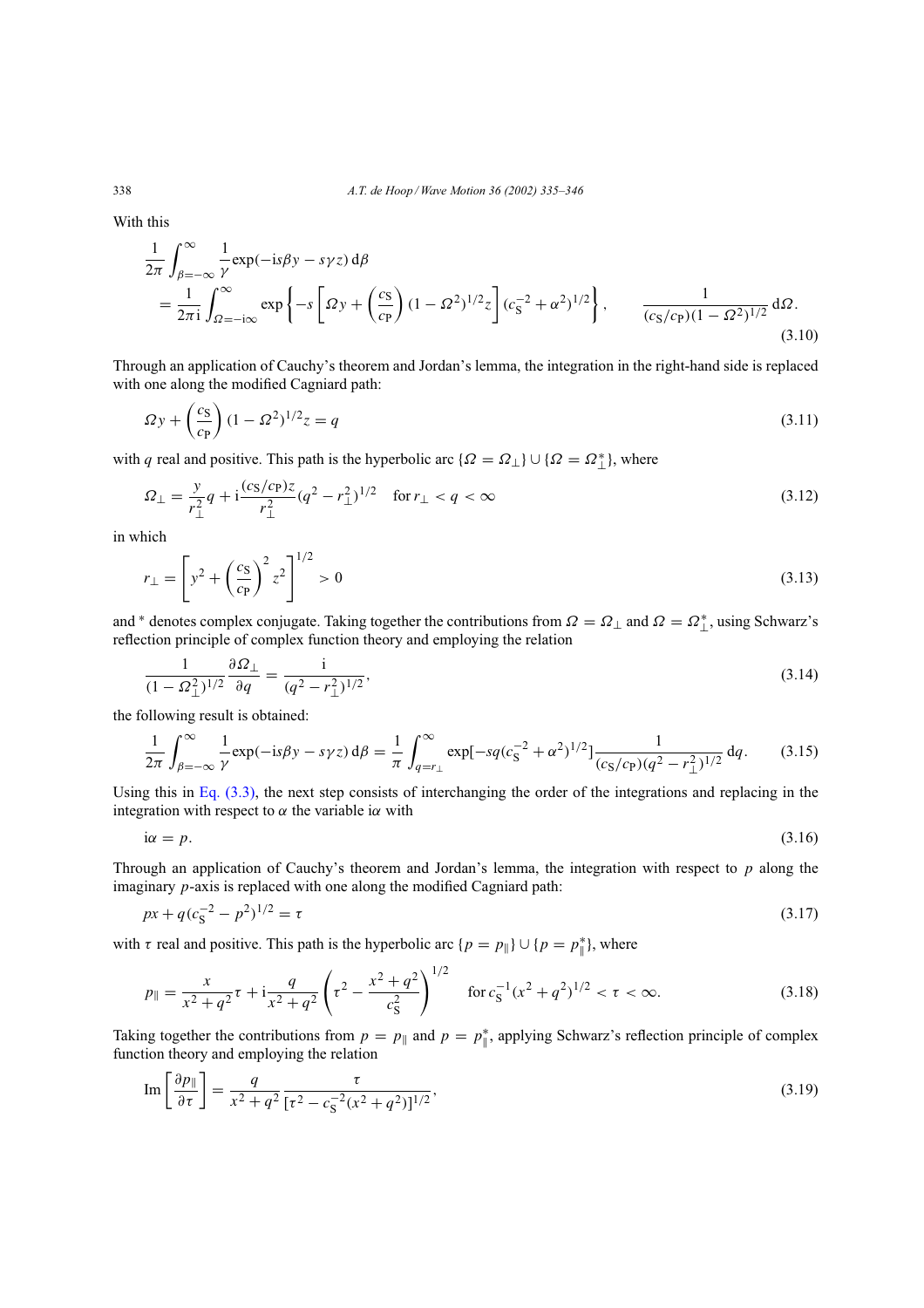With this

$$
\begin{aligned}
&\frac{1}{2\pi}\int_{\beta=-\infty}^{\infty}\frac{1}{\gamma}\exp(-\mathrm{i}s\beta y - s\gamma z)\,\mathrm{d}\beta \\
&\quad = \frac{1}{2\pi \mathrm{i}}\int_{\Omega=-\mathrm{i}\infty}^{\infty}\exp\left\{-s\left[\Omega y + \left(\frac{c_{\mathrm{S}}}{c_{\mathrm{P}}}\right)(1-\Omega^2)^{1/2}z\right](c_{\mathrm{S}}^{-2}+\alpha^2)^{1/2}\right\}, \qquad \frac{1}{(c_{\mathrm{S}}/c_{\mathrm{P}})(1-\Omega^2)^{1/2}}\,\mathrm{d}\Omega.
\end{aligned}
\tag{3.10}
$$

Through an application of Cauchy's theorem and Jordan's lemma, the integration in the right-hand side is replaced with one along the modified Cagniard path:

$$
\Omega y + \left(\frac{c_{\mathrm{S}}}{c_{\mathrm{P}}}\right)(1-\Omega^2)^{1/2}z = q \tag{3.11}
$$

with $q$ real and positive. This path is the hyperbolic arc $\{\Omega = \Omega_\perp\} \cup \{\Omega = \Omega_\perp^*\}$, where

$$
\Omega_\perp = \frac{y}{r_\perp^2}q + \mathrm{i}\frac{(c_{\mathrm{S}}/c_{\mathrm{P}})z}{r_\perp^2}(q^2 - r_\perp^2)^{1/2} \quad \text{for } r_\perp < q < \infty \tag{3.12}
$$

in which

$$
r_\perp = \left[y^2 + \left(\frac{c_{\mathrm{S}}}{c_{\mathrm{P}}}\right)^2 z^2\right]^{1/2} > 0 \tag{3.13}
$$

and $^*$ denotes complex conjugate. Taking together the contributions from $\Omega = \Omega_\perp$ and $\Omega = \Omega_\perp^*$, using Schwarz's reflection principle of complex function theory and employing the relation

$$
\frac{1}{(1-\Omega_\perp^2)^{1/2}}\frac{\partial \Omega_\perp}{\partial q} = \frac{\mathrm{i}}{(q^2 - r_\perp^2)^{1/2}}, \tag{3.14}
$$

the following result is obtained:

$$
\frac{1}{2\pi}\int_{\beta=-\infty}^{\infty}\frac{1}{\gamma}\exp(-\mathrm{i}s\beta y - s\gamma z)\,\mathrm{d}\beta = \frac{1}{\pi}\int_{q=r_\perp}^{\infty}\exp[-sq(c_{\mathrm{S}}^{-2}+\alpha^2)^{1/2}]\frac{1}{(c_{\mathrm{S}}/c_{\mathrm{P}})(q^2 - r_\perp^2)^{1/2}}\,\mathrm{d}q. \tag{3.15}
$$

Using this in Eq. (3.3), the next step consists of interchanging the order of the integrations and replacing in the integration with respect to $\alpha$ the variable $\mathrm{i}\alpha$ with

$$
\mathrm{i}\alpha = p. \tag{3.16}
$$

Through an application of Cauchy's theorem and Jordan's lemma, the integration with respect to $p$ along the imaginary $p$-axis is replaced with one along the modified Cagniard path:

$$
px + q(c_{\mathrm{S}}^{-2} - p^2)^{1/2} = \tau \tag{3.17}
$$

with $\tau$ real and positive. This path is the hyperbolic arc $\{p = p_\parallel\} \cup \{p = p_\parallel^*\}$, where

$$
p_\parallel = \frac{x}{x^2+q^2}\tau + \mathrm{i}\frac{q}{x^2+q^2}\left(\tau^2 - \frac{x^2+q^2}{c_{\mathrm{S}}^2}\right)^{1/2} \quad \text{for } c_{\mathrm{S}}^{-1}(x^2+q^2)^{1/2} < \tau < \infty. \tag{3.18}
$$

Taking together the contributions from $p = p_\parallel$ and $p = p_\parallel^*$, applying Schwarz's reflection principle of complex function theory and employing the relation

$$
\mathrm{Im}\left[\frac{\partial p_\parallel}{\partial \tau}\right] = \frac{q}{x^2+q^2}\frac{\tau}{[\tau^2 - c_{\mathrm{S}}^{-2}(x^2+q^2)]^{1/2}}, \tag{3.19}
$$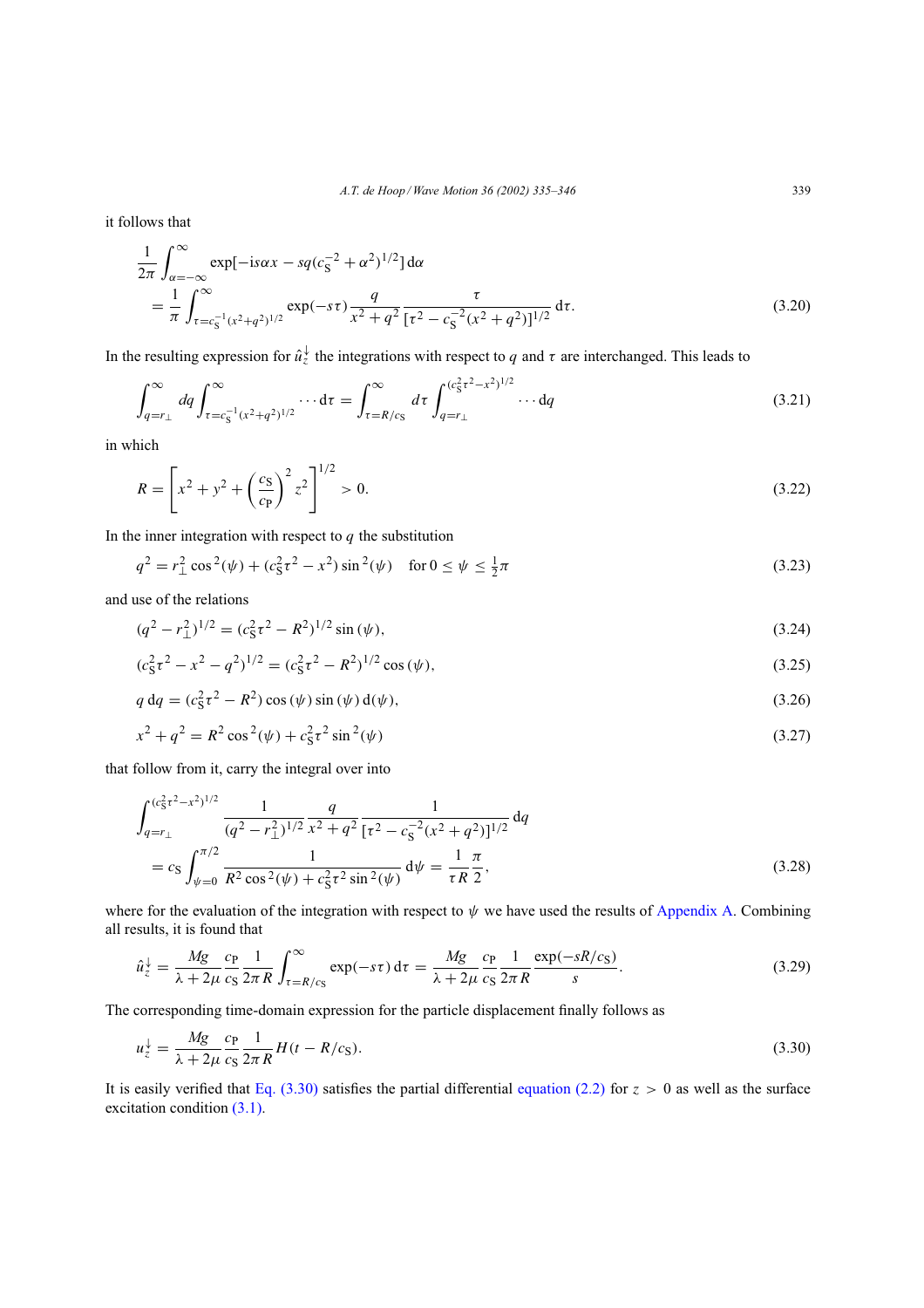it follows that

$$\frac{1}{2\pi}\int_{\alpha=-\infty}^{\infty}\exp[-\mathrm{i}s\alpha x - sq(c_{\mathrm{S}}^{-2}+\alpha^2)^{1/2}]\,\mathrm{d}\alpha = \frac{1}{\pi}\int_{\tau=c_{\mathrm{S}}^{-1}(x^2+q^2)^{1/2}}^{\infty}\exp(-s\tau)\frac{q}{x^2+q^2}\frac{\tau}{[\tau^2-c_{\mathrm{S}}^{-2}(x^2+q^2)]^{1/2}}\,\mathrm{d}\tau. \tag{3.20}$$

In the resulting expression for $\hat{u}_z^{\downarrow}$ the integrations with respect to $q$ and $\tau$ are interchanged. This leads to

$$\int_{q=r_\perp}^{\infty}dq\int_{\tau=c_{\mathrm{S}}^{-1}(x^2+q^2)^{1/2}}^{\infty}\cdots\mathrm{d}\tau = \int_{\tau=R/c_{\mathrm{S}}}^{\infty}d\tau\int_{q=r_\perp}^{(c_{\mathrm{S}}^2\tau^2-x^2)^{1/2}}\cdots\mathrm{d}q \tag{3.21}$$

in which

$$R=\left[x^2+y^2+\left(\frac{c_{\mathrm{S}}}{c_{\mathrm{P}}}\right)^2 z^2\right]^{1/2}>0. \tag{3.22}$$

In the inner integration with respect to $q$ the substitution

$$q^2=r_\perp^2\cos^2(\psi)+(c_{\mathrm{S}}^2\tau^2-x^2)\sin^2(\psi)\quad \text{for } 0\le\psi\le\tfrac{1}{2}\pi \tag{3.23}$$

and use of the relations

$$(q^2-r_\perp^2)^{1/2}=(c_{\mathrm{S}}^2\tau^2-R^2)^{1/2}\sin(\psi), \tag{3.24}$$

$$(c_{\mathrm{S}}^2\tau^2-x^2-q^2)^{1/2}=(c_{\mathrm{S}}^2\tau^2-R^2)^{1/2}\cos(\psi), \tag{3.25}$$

$$q\,\mathrm{d}q=(c_{\mathrm{S}}^2\tau^2-R^2)\cos(\psi)\sin(\psi)\,\mathrm{d}(\psi), \tag{3.26}$$

$$x^2+q^2=R^2\cos^2(\psi)+c_{\mathrm{S}}^2\tau^2\sin^2(\psi) \tag{3.27}$$

that follow from it, carry the integral over into

$$\int_{q=r_\perp}^{(c_{\mathrm{S}}^2\tau^2-x^2)^{1/2}}\frac{1}{(q^2-r_\perp^2)^{1/2}}\frac{q}{x^2+q^2}\frac{1}{[\tau^2-c_{\mathrm{S}}^{-2}(x^2+q^2)]^{1/2}}\,\mathrm{d}q = c_{\mathrm{S}}\int_{\psi=0}^{\pi/2}\frac{1}{R^2\cos^2(\psi)+c_{\mathrm{S}}^2\tau^2\sin^2(\psi)}\,\mathrm{d}\psi=\frac{1}{\tau R}\frac{\pi}{2}, \tag{3.28}$$

where for the evaluation of the integration with respect to $\psi$ we have used the results of Appendix A. Combining all results, it is found that

$$\hat{u}_z^{\downarrow}=\frac{Mg}{\lambda+2\mu}\frac{c_{\mathrm{P}}}{c_{\mathrm{S}}}\frac{1}{2\pi R}\int_{\tau=R/c_{\mathrm{S}}}^{\infty}\exp(-s\tau)\,\mathrm{d}\tau=\frac{Mg}{\lambda+2\mu}\frac{c_{\mathrm{P}}}{c_{\mathrm{S}}}\frac{1}{2\pi R}\frac{\exp(-sR/c_{\mathrm{S}})}{s}. \tag{3.29}$$

The corresponding time-domain expression for the particle displacement finally follows as

$$u_z^{\downarrow}=\frac{Mg}{\lambda+2\mu}\frac{c_{\mathrm{P}}}{c_{\mathrm{S}}}\frac{1}{2\pi R}H(t-R/c_{\mathrm{S}}). \tag{3.30}$$

It is easily verified that Eq. (3.30) satisfies the partial differential equation (2.2) for $z>0$ as well as the surface excitation condition (3.1).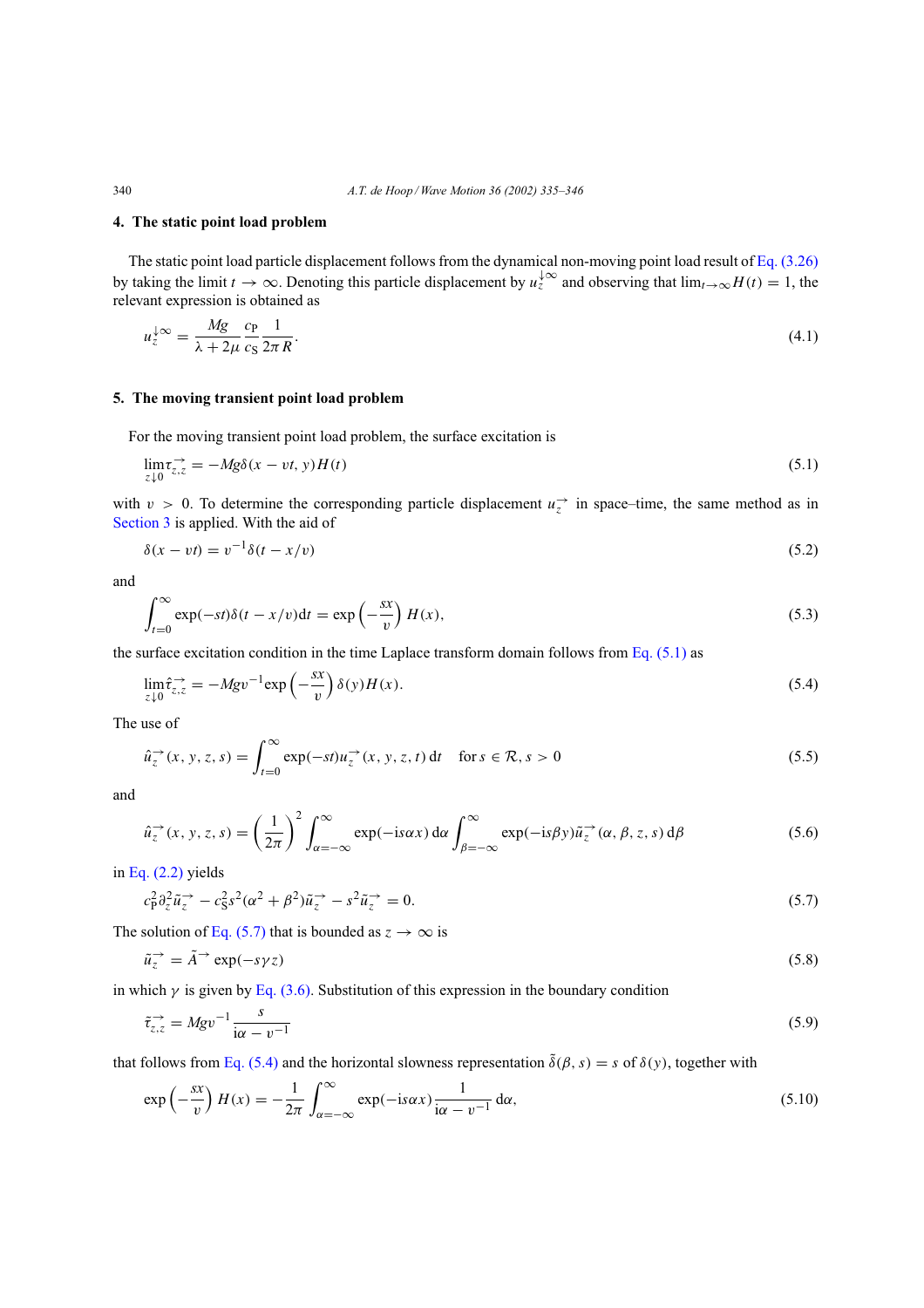## 4. The static point load problem

The static point load particle displacement follows from the dynamical non-moving point load result of Eq. (3.26) by taking the limit $t \to \infty$. Denoting this particle displacement by $u_z^{\downarrow\infty}$ and observing that $\lim_{t\to\infty} H(t) = 1$, the relevant expression is obtained as

$$u_z^{\downarrow\infty} = \frac{Mg}{\lambda + 2\mu} \frac{c_\mathrm{P}}{c_\mathrm{S}} \frac{1}{2\pi R}. \tag{4.1}$$

## 5. The moving transient point load problem

For the moving transient point load problem, the surface excitation is

$$\lim_{z\downarrow 0} \tau_{z,z}^{\rightarrow} = -Mg\delta(x - vt, y)H(t) \tag{5.1}$$

with $v > 0$. To determine the corresponding particle displacement $u_z^{\rightarrow}$ in space–time, the same method as in Section 3 is applied. With the aid of

$$\delta(x - vt) = v^{-1}\delta(t - x/v) \tag{5.2}$$

and

$$\int_{t=0}^{\infty} \exp(-st)\delta(t - x/v)\mathrm{d}t = \exp\left(-\frac{sx}{v}\right) H(x), \tag{5.3}$$

the surface excitation condition in the time Laplace transform domain follows from Eq. (5.1) as

$$\lim_{z\downarrow 0} \hat{\tau}_{z,z}^{\rightarrow} = -Mgv^{-1}\exp\left(-\frac{sx}{v}\right) \delta(y)H(x). \tag{5.4}$$

The use of

$$\hat{u}_z^{\rightarrow}(x, y, z, s) = \int_{t=0}^{\infty} \exp(-st)u_z^{\rightarrow}(x, y, z, t)\,\mathrm{d}t \quad \text{for } s \in \mathcal{R}, s > 0 \tag{5.5}$$

and

$$\hat{u}_z^{\rightarrow}(x, y, z, s) = \left(\frac{1}{2\pi}\right)^2 \int_{\alpha=-\infty}^{\infty} \exp(-\mathrm{i}s\alpha x)\,\mathrm{d}\alpha \int_{\beta=-\infty}^{\infty} \exp(-\mathrm{i}s\beta y)\tilde{u}_z^{\rightarrow}(\alpha, \beta, z, s)\,\mathrm{d}\beta \tag{5.6}$$

in Eq. (2.2) yields

$$c_\mathrm{P}^2 \partial_z^2 \tilde{u}_z^{\rightarrow} - c_\mathrm{S}^2 s^2(\alpha^2 + \beta^2)\tilde{u}_z^{\rightarrow} - s^2\tilde{u}_z^{\rightarrow} = 0. \tag{5.7}$$

The solution of Eq. (5.7) that is bounded as $z \to \infty$ is

$$\tilde{u}_z^{\rightarrow} = \tilde{A}^{\rightarrow} \exp(-s\gamma z) \tag{5.8}$$

in which $\gamma$ is given by Eq. (3.6). Substitution of this expression in the boundary condition

$$\tilde{\tau}_{z,z}^{\rightarrow} = Mgv^{-1} \frac{s}{\mathrm{i}\alpha - v^{-1}} \tag{5.9}$$

that follows from Eq. (5.4) and the horizontal slowness representation $\tilde{\delta}(\beta, s) = s$ of $\delta(y)$, together with

$$\exp\left(-\frac{sx}{v}\right) H(x) = -\frac{1}{2\pi} \int_{\alpha=-\infty}^{\infty} \exp(-\mathrm{i}s\alpha x) \frac{1}{\mathrm{i}\alpha - v^{-1}}\,\mathrm{d}\alpha, \tag{5.10}$$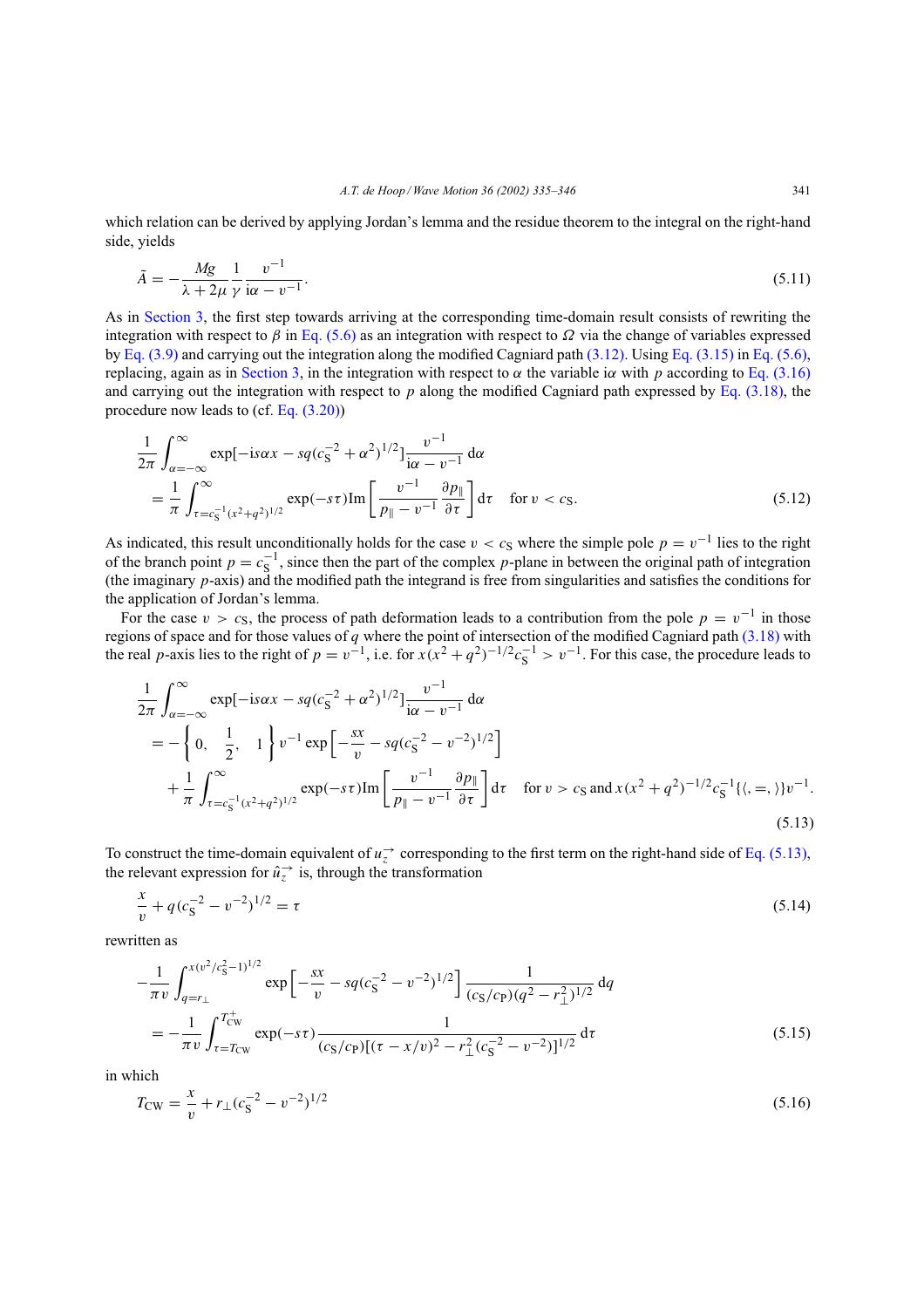which relation can be derived by applying Jordan's lemma and the residue theorem to the integral on the right-hand side, yields

$$\tilde{A} = -\frac{Mg}{\lambda + 2\mu}\frac{1}{\gamma}\frac{v^{-1}}{\mathrm{i}\alpha - v^{-1}}. \tag{5.11}$$

As in Section 3, the first step towards arriving at the corresponding time-domain result consists of rewriting the integration with respect to $\beta$ in Eq. (5.6) as an integration with respect to $\Omega$ via the change of variables expressed by Eq. (3.9) and carrying out the integration along the modified Cagniard path (3.12). Using Eq. (3.15) in Eq. (5.6), replacing, again as in Section 3, in the integration with respect to $\alpha$ the variable $\mathrm{i}\alpha$ with $p$ according to Eq. (3.16) and carrying out the integration with respect to $p$ along the modified Cagniard path expressed by Eq. (3.18), the procedure now leads to (cf. Eq. (3.20))

$$\begin{aligned}
&\frac{1}{2\pi}\int_{\alpha=-\infty}^{\infty}\exp[-\mathrm{i}s\alpha x - sq(c_{\mathrm{S}}^{-2}+\alpha^2)^{1/2}]\frac{v^{-1}}{\mathrm{i}\alpha - v^{-1}}\,\mathrm{d}\alpha \\
&\quad = \frac{1}{\pi}\int_{\tau=c_{\mathrm{S}}^{-1}(x^2+q^2)^{1/2}}^{\infty}\exp(-s\tau)\,\mathrm{Im}\left[\frac{v^{-1}}{p_{\parallel}-v^{-1}}\frac{\partial p_{\parallel}}{\partial \tau}\right]\mathrm{d}\tau \quad \text{for } v < c_{\mathrm{S}}.
\end{aligned} \tag{5.12}$$

As indicated, this result unconditionally holds for the case $v < c_{\mathrm{S}}$ where the simple pole $p = v^{-1}$ lies to the right of the branch point $p = c_{\mathrm{S}}^{-1}$, since then the part of the complex $p$-plane in between the original path of integration (the imaginary $p$-axis) and the modified path the integrand is free from singularities and satisfies the conditions for the application of Jordan's lemma.

For the case $v > c_{\mathrm{S}}$, the process of path deformation leads to a contribution from the pole $p = v^{-1}$ in those regions of space and for those values of $q$ where the point of intersection of the modified Cagniard path (3.18) with the real $p$-axis lies to the right of $p = v^{-1}$, i.e. for $x(x^2+q^2)^{-1/2}c_{\mathrm{S}}^{-1} > v^{-1}$. For this case, the procedure leads to

$$\begin{aligned}
&\frac{1}{2\pi}\int_{\alpha=-\infty}^{\infty}\exp[-\mathrm{i}s\alpha x - sq(c_{\mathrm{S}}^{-2}+\alpha^2)^{1/2}]\frac{v^{-1}}{\mathrm{i}\alpha - v^{-1}}\,\mathrm{d}\alpha \\
&\quad = -\left\{0,\quad \frac{1}{2},\quad 1\right\}v^{-1}\exp\left[-\frac{sx}{v} - sq(c_{\mathrm{S}}^{-2}-v^{-2})^{1/2}\right] \\
&\qquad + \frac{1}{\pi}\int_{\tau=c_{\mathrm{S}}^{-1}(x^2+q^2)^{1/2}}^{\infty}\exp(-s\tau)\,\mathrm{Im}\left[\frac{v^{-1}}{p_{\parallel}-v^{-1}}\frac{\partial p_{\parallel}}{\partial \tau}\right]\mathrm{d}\tau \quad \text{for } v > c_{\mathrm{S}} \text{ and } x(x^2+q^2)^{-1/2}c_{\mathrm{S}}^{-1}\{\langle, =, \rangle\}v^{-1}.
\end{aligned} \tag{5.13}$$

To construct the time-domain equivalent of $u_z^{\rightarrow}$ corresponding to the first term on the right-hand side of Eq. (5.13), the relevant expression for $\hat{u}_z^{\rightarrow}$ is, through the transformation

$$\frac{x}{v} + q(c_{\mathrm{S}}^{-2} - v^{-2})^{1/2} = \tau \tag{5.14}$$

rewritten as

$$\begin{aligned}
&-\frac{1}{\pi v}\int_{q=r_{\perp}}^{x(v^2/c_{\mathrm{S}}^2-1)^{1/2}}\exp\left[-\frac{sx}{v} - sq(c_{\mathrm{S}}^{-2}-v^{-2})^{1/2}\right]\frac{1}{(c_{\mathrm{S}}/c_{\mathrm{P}})(q^2-r_{\perp}^2)^{1/2}}\,\mathrm{d}q \\
&\quad = -\frac{1}{\pi v}\int_{\tau=T_{\mathrm{CW}}}^{T_{\mathrm{CW}}^{+}}\exp(-s\tau)\frac{1}{(c_{\mathrm{S}}/c_{\mathrm{P}})[(\tau - x/v)^2 - r_{\perp}^2(c_{\mathrm{S}}^{-2}-v^{-2})]^{1/2}}\,\mathrm{d}\tau
\end{aligned} \tag{5.15}$$

in which

$$T_{\mathrm{CW}} = \frac{x}{v} + r_{\perp}(c_{\mathrm{S}}^{-2} - v^{-2})^{1/2} \tag{5.16}$$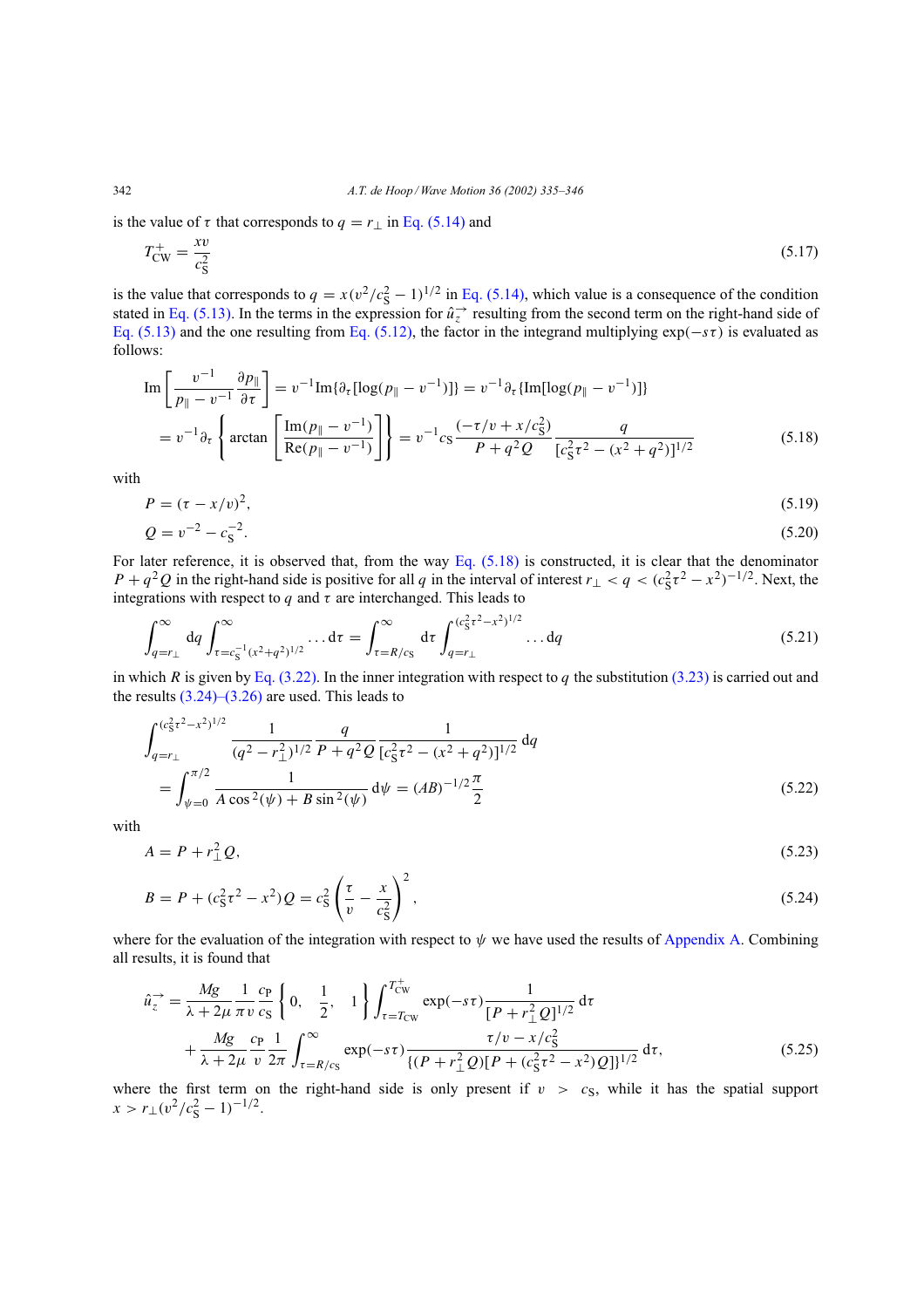is the value of $\tau$ that corresponds to $q = r_\perp$ in Eq. (5.14) and

$$T^+_{\mathrm{CW}} = \frac{xv}{c_{\mathrm{S}}^2} \tag{5.17}$$

is the value that corresponds to $q = x(v^2/c_{\mathrm{S}}^2 - 1)^{1/2}$ in Eq. (5.14), which value is a consequence of the condition stated in Eq. (5.13). In the terms in the expression for $\hat{u}_z^{\rightarrow}$ resulting from the second term on the right-hand side of Eq. (5.13) and the one resulting from Eq. (5.12), the factor in the integrand multiplying $\exp(-s\tau)$ is evaluated as follows:

$$\begin{aligned}
\mathrm{Im}\left[\frac{v^{-1}}{p_\parallel - v^{-1}}\frac{\partial p_\parallel}{\partial \tau}\right] &= v^{-1}\mathrm{Im}\{\partial_\tau[\log(p_\parallel - v^{-1})]\} = v^{-1}\partial_\tau\{\mathrm{Im}[\log(p_\parallel - v^{-1})]\}\\
&= v^{-1}\partial_\tau\left\{\arctan\left[\frac{\mathrm{Im}(p_\parallel - v^{-1})}{\mathrm{Re}(p_\parallel - v^{-1})}\right]\right\} = v^{-1}c_{\mathrm{S}}\frac{(-\tau/v + x/c_{\mathrm{S}}^2)}{P + q^2 Q}\frac{q}{[c_{\mathrm{S}}^2\tau^2 - (x^2 + q^2)]^{1/2}}
\end{aligned} \tag{5.18}$$

with

$$P = (\tau - x/v)^2, \tag{5.19}$$

$$Q = v^{-2} - c_{\mathrm{S}}^{-2}. \tag{5.20}$$

For later reference, it is observed that, from the way Eq. (5.18) is constructed, it is clear that the denominator $P + q^2 Q$ in the right-hand side is positive for all $q$ in the interval of interest $r_\perp < q < (c_{\mathrm{S}}^2\tau^2 - x^2)^{-1/2}$. Next, the integrations with respect to $q$ and $\tau$ are interchanged. This leads to

$$\int_{q=r_\perp}^{\infty} \mathrm{d}q \int_{\tau=c_{\mathrm{S}}^{-1}(x^2+q^2)^{1/2}}^{\infty} \dots \mathrm{d}\tau = \int_{\tau=R/c_{\mathrm{S}}}^{\infty} \mathrm{d}\tau \int_{q=r_\perp}^{(c_{\mathrm{S}}^2\tau^2 - x^2)^{1/2}} \dots \mathrm{d}q \tag{5.21}$$

in which $R$ is given by Eq. (3.22). In the inner integration with respect to $q$ the substitution (3.23) is carried out and the results (3.24)–(3.26) are used. This leads to

$$\begin{aligned}
&\int_{q=r_\perp}^{(c_{\mathrm{S}}^2\tau^2 - x^2)^{1/2}} \frac{1}{(q^2 - r_\perp^2)^{1/2}}\frac{q}{P + q^2 Q}\frac{1}{[c_{\mathrm{S}}^2\tau^2 - (x^2 + q^2)]^{1/2}}\,\mathrm{d}q\\
&\quad = \int_{\psi=0}^{\pi/2} \frac{1}{A\cos^2(\psi) + B\sin^2(\psi)}\,\mathrm{d}\psi = (AB)^{-1/2}\frac{\pi}{2}
\end{aligned} \tag{5.22}$$

with

$$A = P + r_\perp^2 Q, \tag{5.23}$$

$$B = P + (c_{\mathrm{S}}^2\tau^2 - x^2)Q = c_{\mathrm{S}}^2\left(\frac{\tau}{v} - \frac{x}{c_{\mathrm{S}}^2}\right)^2, \tag{5.24}$$

where for the evaluation of the integration with respect to $\psi$ we have used the results of Appendix A. Combining all results, it is found that

$$\begin{aligned}
\hat{u}_z^{\rightarrow} &= \frac{Mg}{\lambda + 2\mu}\frac{1}{\pi v}\frac{c_{\mathrm{P}}}{c_{\mathrm{S}}}\left\{0,\quad \frac{1}{2},\quad 1\right\}\int_{\tau=T_{\mathrm{CW}}}^{T^+_{\mathrm{CW}}} \exp(-s\tau)\frac{1}{[P + r_\perp^2 Q]^{1/2}}\,\mathrm{d}\tau\\
&\quad + \frac{Mg}{\lambda + 2\mu}\frac{c_{\mathrm{P}}}{v}\frac{1}{2\pi}\int_{\tau=R/c_{\mathrm{S}}}^{\infty} \exp(-s\tau)\frac{\tau/v - x/c_{\mathrm{S}}^2}{\{(P + r_\perp^2 Q)[P + (c_{\mathrm{S}}^2\tau^2 - x^2)Q]\}^{1/2}}\,\mathrm{d}\tau,
\end{aligned} \tag{5.25}$$

where the first term on the right-hand side is only present if $v > c_{\mathrm{S}}$, while it has the spatial support $x > r_\perp(v^2/c_{\mathrm{S}}^2 - 1)^{-1/2}$.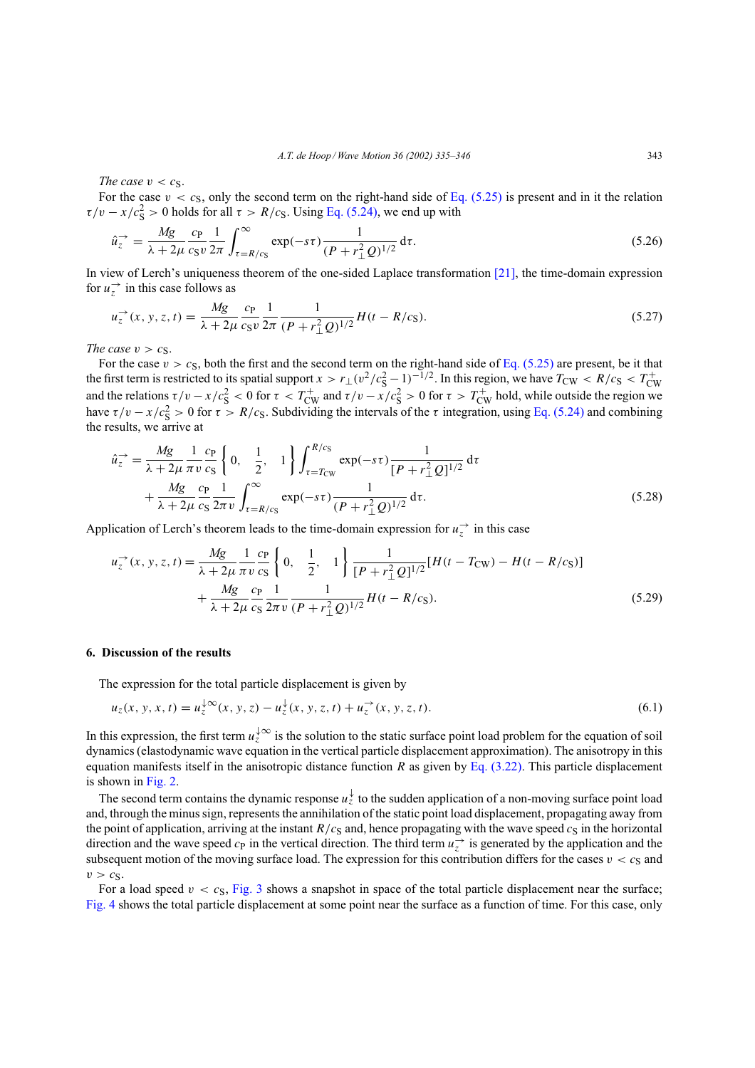*The case $v < c_S$.*

For the case $v < c_S$, only the second term on the right-hand side of Eq. (5.25) is present and in it the relation $\tau/v - x/c_S^2 > 0$ holds for all $\tau > R/c_S$. Using Eq. (5.24), we end up with

$$\hat{u}_z^{\rightarrow} = \frac{Mg}{\lambda + 2\mu} \frac{c_P}{c_S v} \frac{1}{2\pi} \int_{\tau = R/c_S}^{\infty} \exp(-s\tau) \frac{1}{(P + r_\perp^2 Q)^{1/2}} \, d\tau. \tag{5.26}$$

In view of Lerch's uniqueness theorem of the one-sided Laplace transformation [21], the time-domain expression for $u_z^{\rightarrow}$ in this case follows as

$$u_z^{\rightarrow}(x, y, z, t) = \frac{Mg}{\lambda + 2\mu} \frac{c_P}{c_S v} \frac{1}{2\pi} \frac{1}{(P + r_\perp^2 Q)^{1/2}} H(t - R/c_S). \tag{5.27}$$

*The case $v > c_S$.*

For the case $v > c_S$, both the first and the second term on the right-hand side of Eq. (5.25) are present, be it that the first term is restricted to its spatial support $x > r_\perp (v^2/c_S^2 - 1)^{-1/2}$. In this region, we have $T_{CW} < R/c_S < T_{CW}^+$ and the relations $\tau/v - x/c_S^2 < 0$ for $\tau < T_{CW}^+$ and $\tau/v - x/c_S^2 > 0$ for $\tau > T_{CW}^+$ hold, while outside the region we have $\tau/v - x/c_S^2 > 0$ for $\tau > R/c_S$. Subdividing the intervals of the $\tau$ integration, using Eq. (5.24) and combining the results, we arrive at

$$\begin{aligned}
\hat{u}_z^{\rightarrow} = {} & \frac{Mg}{\lambda + 2\mu} \frac{1}{\pi v} \frac{c_P}{c_S} \left\{ 0, \quad \frac{1}{2}, \quad 1 \right\} \int_{\tau = T_{CW}}^{R/c_S} \exp(-s\tau) \frac{1}{[P + r_\perp^2 Q]^{1/2}} \, d\tau \\
& + \frac{Mg}{\lambda + 2\mu} \frac{c_P}{c_S} \frac{1}{2\pi v} \int_{\tau = R/c_S}^{\infty} \exp(-s\tau) \frac{1}{(P + r_\perp^2 Q)^{1/2}} \, d\tau.
\end{aligned} \tag{5.28}$$

Application of Lerch's theorem leads to the time-domain expression for $u_z^{\rightarrow}$ in this case

$$\begin{aligned}
u_z^{\rightarrow}(x, y, z, t) = {} & \frac{Mg}{\lambda + 2\mu} \frac{1}{\pi v} \frac{c_P}{c_S} \left\{ 0, \quad \frac{1}{2}, \quad 1 \right\} \frac{1}{[P + r_\perp^2 Q]^{1/2}} [H(t - T_{CW}) - H(t - R/c_S)] \\
& + \frac{Mg}{\lambda + 2\mu} \frac{c_P}{c_S} \frac{1}{2\pi v} \frac{1}{(P + r_\perp^2 Q)^{1/2}} H(t - R/c_S).
\end{aligned} \tag{5.29}$$

## 6. Discussion of the results

The expression for the total particle displacement is given by

$$u_z(x, y, x, t) = u_z^{\downarrow\infty}(x, y, z) - u_z^{\downarrow}(x, y, z, t) + u_z^{\rightarrow}(x, y, z, t). \tag{6.1}$$

In this expression, the first term $u_z^{\downarrow\infty}$ is the solution to the static surface point load problem for the equation of soil dynamics (elastodynamic wave equation in the vertical particle displacement approximation). The anisotropy in this equation manifests itself in the anisotropic distance function $R$ as given by Eq. (3.22). This particle displacement is shown in Fig. 2.

The second term contains the dynamic response $u_z^{\downarrow}$ to the sudden application of a non-moving surface point load and, through the minus sign, represents the annihilation of the static point load displacement, propagating away from the point of application, arriving at the instant $R/c_S$ and, hence propagating with the wave speed $c_S$ in the horizontal direction and the wave speed $c_P$ in the vertical direction. The third term $u_z^{\rightarrow}$ is generated by the application and the subsequent motion of the moving surface load. The expression for this contribution differs for the cases $v < c_S$ and $v > c_S$.

For a load speed $v < c_S$, Fig. 3 shows a snapshot in space of the total particle displacement near the surface; Fig. 4 shows the total particle displacement at some point near the surface as a function of time. For this case, only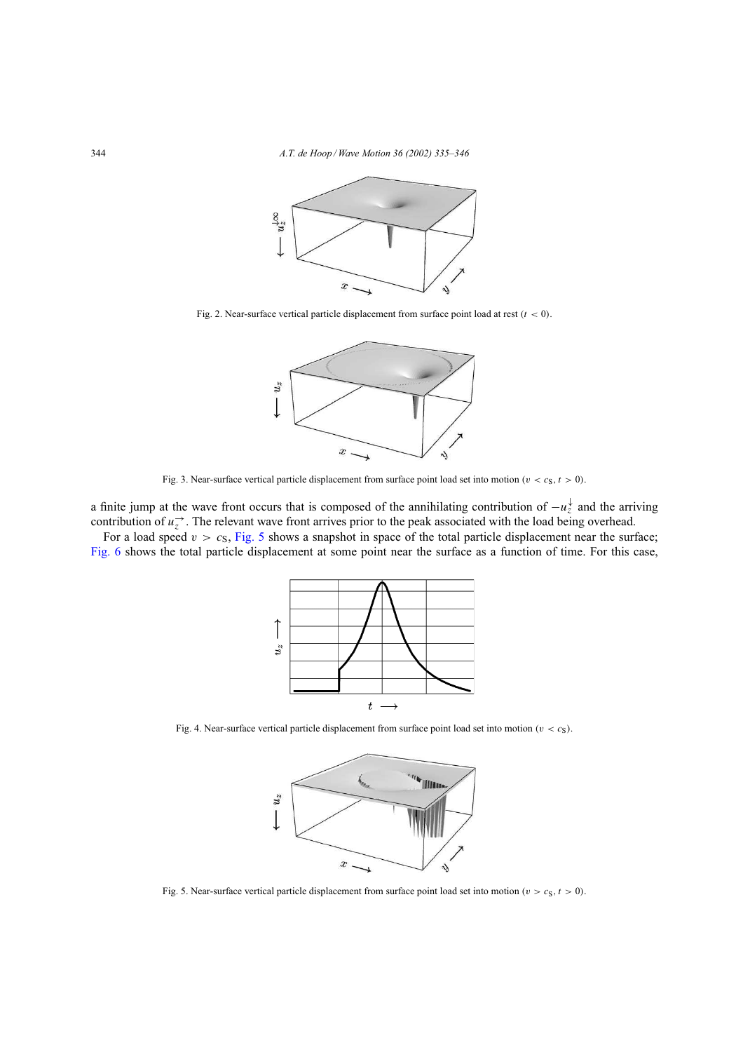Fig. 2. Near-surface vertical particle displacement from surface point load at rest ($t < 0$).

Fig. 3. Near-surface vertical particle displacement from surface point load set into motion ($v < c_S$, $t > 0$).

a finite jump at the wave front occurs that is composed of the annihilating contribution of $-u_z^{\downarrow}$ and the arriving contribution of $u_z^{\rightarrow}$. The relevant wave front arrives prior to the peak associated with the load being overhead.

For a load speed $v > c_S$, Fig. 5 shows a snapshot in space of the total particle displacement near the surface; Fig. 6 shows the total particle displacement at some point near the surface as a function of time. For this case,

Fig. 4. Near-surface vertical particle displacement from surface point load set into motion ($v < c_S$).

Fig. 5. Near-surface vertical particle displacement from surface point load set into motion ($v > c_S$, $t > 0$).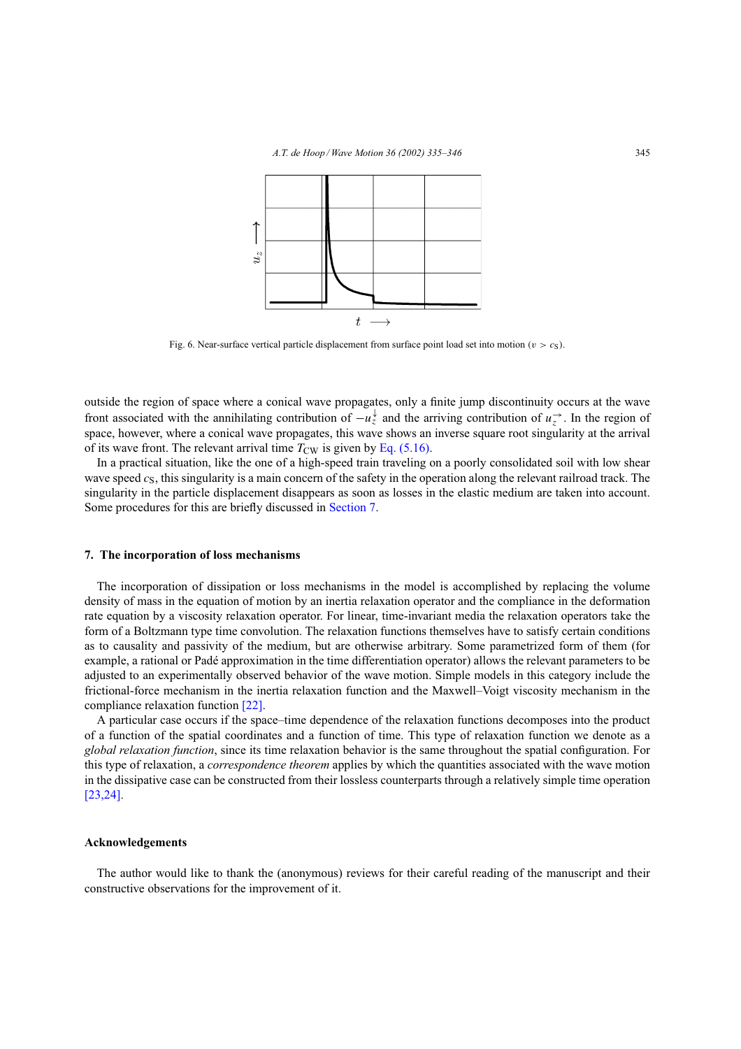Fig. 6. Near-surface vertical particle displacement from surface point load set into motion ($v > c_S$).

outside the region of space where a conical wave propagates, only a finite jump discontinuity occurs at the wave front associated with the annihilating contribution of $-u_z^{\downarrow}$ and the arriving contribution of $u_z^{\rightarrow}$. In the region of space, however, where a conical wave propagates, this wave shows an inverse square root singularity at the arrival of its wave front. The relevant arrival time $T_{\text{CW}}$ is given by Eq. (5.16).

In a practical situation, like the one of a high-speed train traveling on a poorly consolidated soil with low shear wave speed $c_S$, this singularity is a main concern of the safety in the operation along the relevant railroad track. The singularity in the particle displacement disappears as soon as losses in the elastic medium are taken into account. Some procedures for this are briefly discussed in Section 7.

## 7. The incorporation of loss mechanisms

The incorporation of dissipation or loss mechanisms in the model is accomplished by replacing the volume density of mass in the equation of motion by an inertia relaxation operator and the compliance in the deformation rate equation by a viscosity relaxation operator. For linear, time-invariant media the relaxation operators take the form of a Boltzmann type time convolution. The relaxation functions themselves have to satisfy certain conditions as to causality and passivity of the medium, but are otherwise arbitrary. Some parametrized form of them (for example, a rational or Padé approximation in the time differentiation operator) allows the relevant parameters to be adjusted to an experimentally observed behavior of the wave motion. Simple models in this category include the frictional-force mechanism in the inertia relaxation function and the Maxwell–Voigt viscosity mechanism in the compliance relaxation function [22].

A particular case occurs if the space–time dependence of the relaxation functions decomposes into the product of a function of the spatial coordinates and a function of time. This type of relaxation function we denote as a *global relaxation function*, since its time relaxation behavior is the same throughout the spatial configuration. For this type of relaxation, a *correspondence theorem* applies by which the quantities associated with the wave motion in the dissipative case can be constructed from their lossless counterparts through a relatively simple time operation [23,24].

## Acknowledgements

The author would like to thank the (anonymous) reviews for their careful reading of the manuscript and their constructive observations for the improvement of it.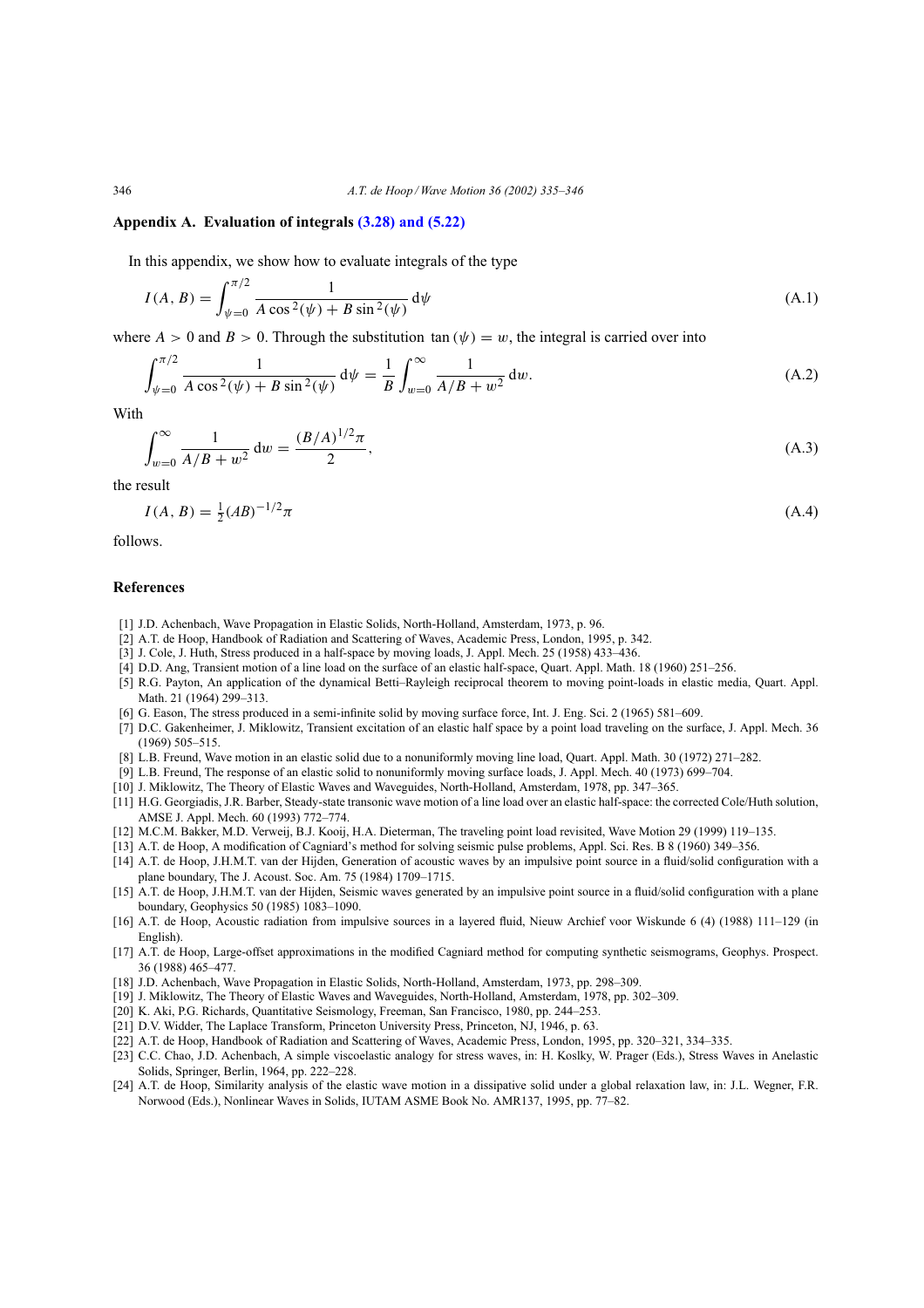## Appendix A. Evaluation of integrals (3.28) and (5.22)

In this appendix, we show how to evaluate integrals of the type

$$I(A, B) = \int_{\psi=0}^{\pi/2} \frac{1}{A \cos^2(\psi) + B \sin^2(\psi)} \, \mathrm{d}\psi \tag{A.1}$$

where $A > 0$ and $B > 0$. Through the substitution $\tan(\psi) = w$, the integral is carried over into

$$\int_{\psi=0}^{\pi/2} \frac{1}{A \cos^2(\psi) + B \sin^2(\psi)} \, \mathrm{d}\psi = \frac{1}{B} \int_{w=0}^{\infty} \frac{1}{A/B + w^2} \, \mathrm{d}w. \tag{A.2}$$

With

$$\int_{w=0}^{\infty} \frac{1}{A/B + w^2} \, \mathrm{d}w = \frac{(B/A)^{1/2}\pi}{2}, \tag{A.3}$$

the result

$$I(A, B) = \tfrac{1}{2}(AB)^{-1/2}\pi \tag{A.4}$$

follows.

## References

[1] J.D. Achenbach, Wave Propagation in Elastic Solids, North-Holland, Amsterdam, 1973, p. 96.
[2] A.T. de Hoop, Handbook of Radiation and Scattering of Waves, Academic Press, London, 1995, p. 342.
[3] J. Cole, J. Huth, Stress produced in a half-space by moving loads, J. Appl. Mech. 25 (1958) 433–436.
[4] D.D. Ang, Transient motion of a line load on the surface of an elastic half-space, Quart. Appl. Math. 18 (1960) 251–256.
[5] R.G. Payton, An application of the dynamical Betti–Rayleigh reciprocal theorem to moving point-loads in elastic media, Quart. Appl. Math. 21 (1964) 299–313.
[6] G. Eason, The stress produced in a semi-infinite solid by moving surface force, Int. J. Eng. Sci. 2 (1965) 581–609.
[7] D.C. Gakenheimer, J. Miklowitz, Transient excitation of an elastic half space by a point load traveling on the surface, J. Appl. Mech. 36 (1969) 505–515.
[8] L.B. Freund, Wave motion in an elastic solid due to a nonuniformly moving line load, Quart. Appl. Math. 30 (1972) 271–282.
[9] L.B. Freund, The response of an elastic solid to nonuniformly moving surface loads, J. Appl. Mech. 40 (1973) 699–704.
[10] J. Miklowitz, The Theory of Elastic Waves and Waveguides, North-Holland, Amsterdam, 1978, pp. 347–365.
[11] H.G. Georgiadis, J.R. Barber, Steady-state transonic wave motion of a line load over an elastic half-space: the corrected Cole/Huth solution, AMSE J. Appl. Mech. 60 (1993) 772–774.
[12] M.C.M. Bakker, M.D. Verweij, B.J. Kooij, H.A. Dieterman, The traveling point load revisited, Wave Motion 29 (1999) 119–135.
[13] A.T. de Hoop, A modification of Cagniard's method for solving seismic pulse problems, Appl. Sci. Res. B 8 (1960) 349–356.
[14] A.T. de Hoop, J.H.M.T. van der Hijden, Generation of acoustic waves by an impulsive point source in a fluid/solid configuration with a plane boundary, The J. Acoust. Soc. Am. 75 (1984) 1709–1715.
[15] A.T. de Hoop, J.H.M.T. van der Hijden, Seismic waves generated by an impulsive point source in a fluid/solid configuration with a plane boundary, Geophysics 50 (1985) 1083–1090.
[16] A.T. de Hoop, Acoustic radiation from impulsive sources in a layered fluid, Nieuw Archief voor Wiskunde 6 (4) (1988) 111–129 (in English).
[17] A.T. de Hoop, Large-offset approximations in the modified Cagniard method for computing synthetic seismograms, Geophys. Prospect. 36 (1988) 465–477.
[18] J.D. Achenbach, Wave Propagation in Elastic Solids, North-Holland, Amsterdam, 1973, pp. 298–309.
[19] J. Miklowitz, The Theory of Elastic Waves and Waveguides, North-Holland, Amsterdam, 1978, pp. 302–309.
[20] K. Aki, P.G. Richards, Quantitative Seismology, Freeman, San Francisco, 1980, pp. 244–253.
[21] D.V. Widder, The Laplace Transform, Princeton University Press, Princeton, NJ, 1946, p. 63.
[22] A.T. de Hoop, Handbook of Radiation and Scattering of Waves, Academic Press, London, 1995, pp. 320–321, 334–335.
[23] C.C. Chao, J.D. Achenbach, A simple viscoelastic analogy for stress waves, in: H. Koslky, W. Prager (Eds.), Stress Waves in Anelastic Solids, Springer, Berlin, 1964, pp. 222–228.
[24] A.T. de Hoop, Similarity analysis of the elastic wave motion in a dissipative solid under a global relaxation law, in: J.L. Wegner, F.R. Norwood (Eds.), Nonlinear Waves in Solids, IUTAM ASME Book No. AMR137, 1995, pp. 77–82.